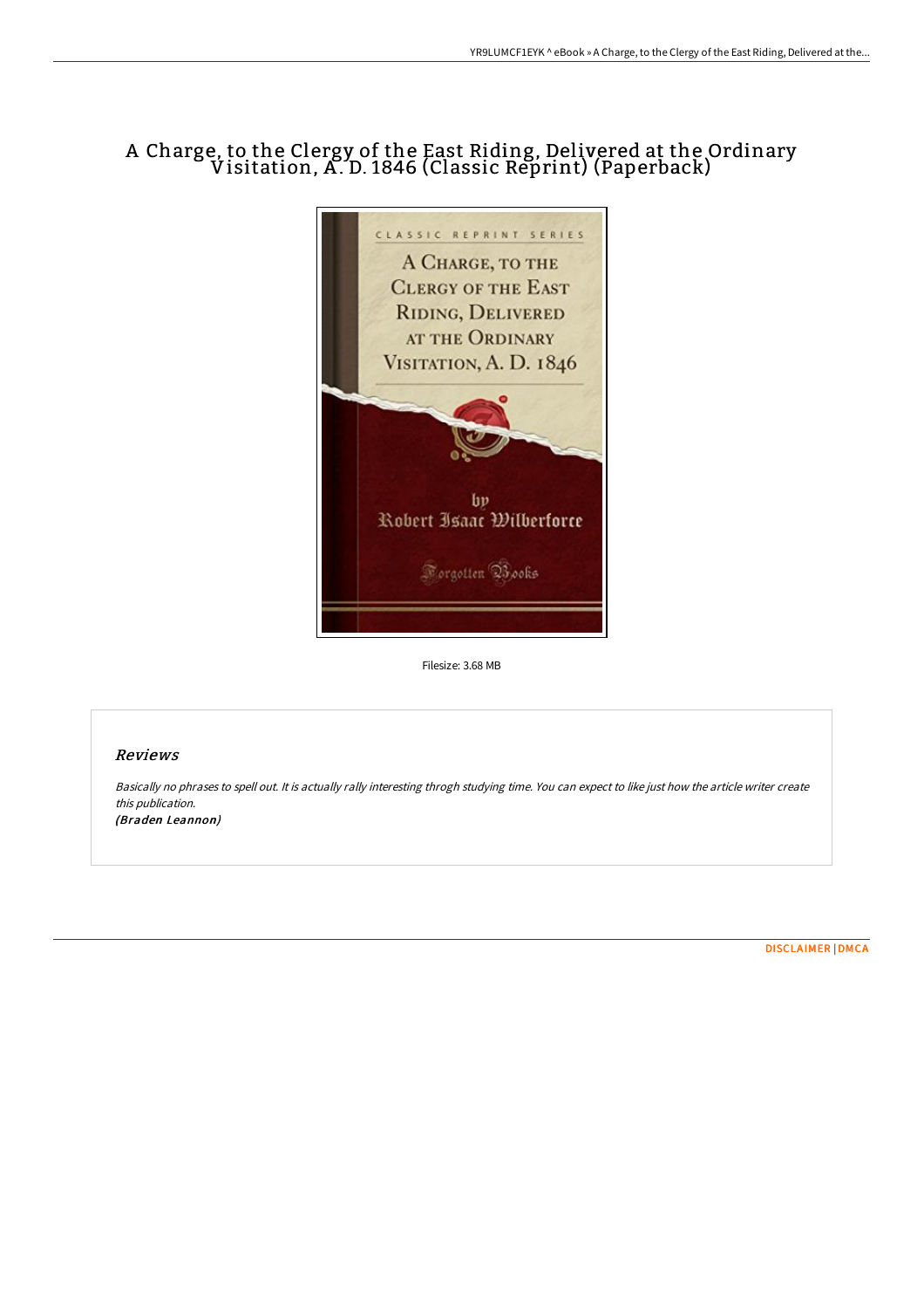# A Charge, to the Clergy of the East Riding, Delivered at the Ordinary Visitation, A. D. 1846 (Classic Reprint) (Paperback)

Filesize: 3.68 MB

## Reviews

*Basically no phrases to spell out. It is actually rally interesting throgh studying time. You can expect to like just how the article writer create this publication.*
***(Braden Leannon)***

DISCLAIMER | DMCA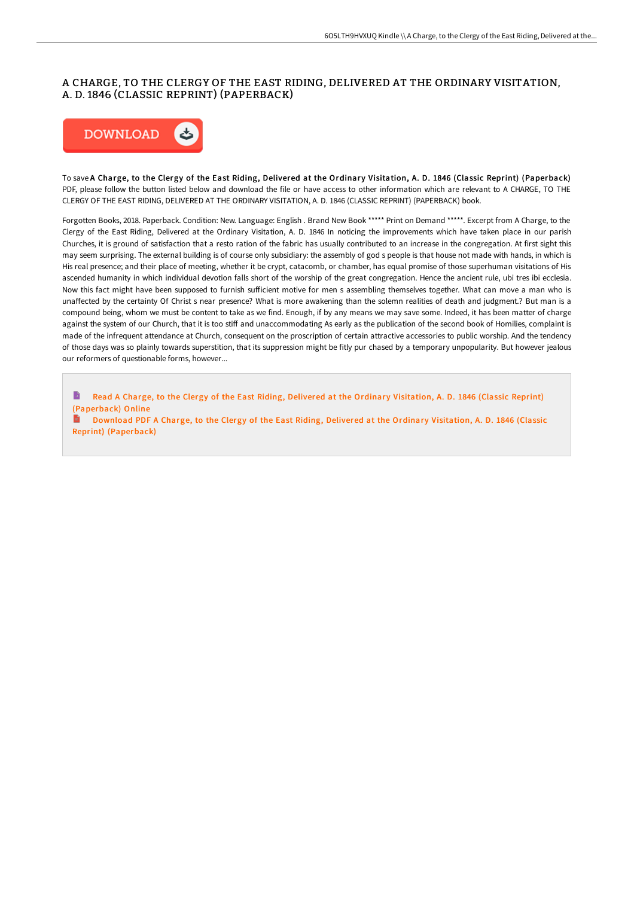# A CHARGE, TO THE CLERGY OF THE EAST RIDING, DELIVERED AT THE ORDINARY VISITATION, A. D. 1846 (CLASSIC REPRINT) (PAPERBACK)

DOWNLOAD

To save **A Charge, to the Clergy of the East Riding, Delivered at the Ordinary Visitation, A. D. 1846 (Classic Reprint) (Paperback)** PDF, please follow the button listed below and download the file or have access to other information which are relevant to A CHARGE, TO THE CLERGY OF THE EAST RIDING, DELIVERED AT THE ORDINARY VISITATION, A. D. 1846 (CLASSIC REPRINT) (PAPERBACK) book.

Forgotten Books, 2018. Paperback. Condition: New. Language: English . Brand New Book ***** Print on Demand *****. Excerpt from A Charge, to the Clergy of the East Riding, Delivered at the Ordinary Visitation, A. D. 1846 In noticing the improvements which have taken place in our parish Churches, it is ground of satisfaction that a resto ration of the fabric has usually contributed to an increase in the congregation. At first sight this may seem surprising. The external building is of course only subsidiary: the assembly of god s people is that house not made with hands, in which is His real presence; and their place of meeting, whether it be crypt, catacomb, or chamber, has equal promise of those superhuman visitations of His ascended humanity in which individual devotion falls short of the worship of the great congregation. Hence the ancient rule, ubi tres ibi ecclesia. Now this fact might have been supposed to furnish sufficient motive for men s assembling themselves together. What can move a man who is unaffected by the certainty Of Christ s near presence? What is more awakening than the solemn realities of death and judgment.? But man is a compound being, whom we must be content to take as we find. Enough, if by any means we may save some. Indeed, it has been matter of charge against the system of our Church, that it is too stiff and unaccommodating As early as the publication of the second book of Homilies, complaint is made of the infrequent attendance at Church, consequent on the proscription of certain attractive accessories to public worship. And the tendency of those days was so plainly towards superstition, that its suppression might be fitly pur chased by a temporary unpopularity. But however jealous our reformers of questionable forms, however...

Read A Charge, to the Clergy of the East Riding, Delivered at the Ordinary Visitation, A. D. 1846 (Classic Reprint) (Paperback) Online

Download PDF A Charge, to the Clergy of the East Riding, Delivered at the Ordinary Visitation, A. D. 1846 (Classic Reprint) (Paperback)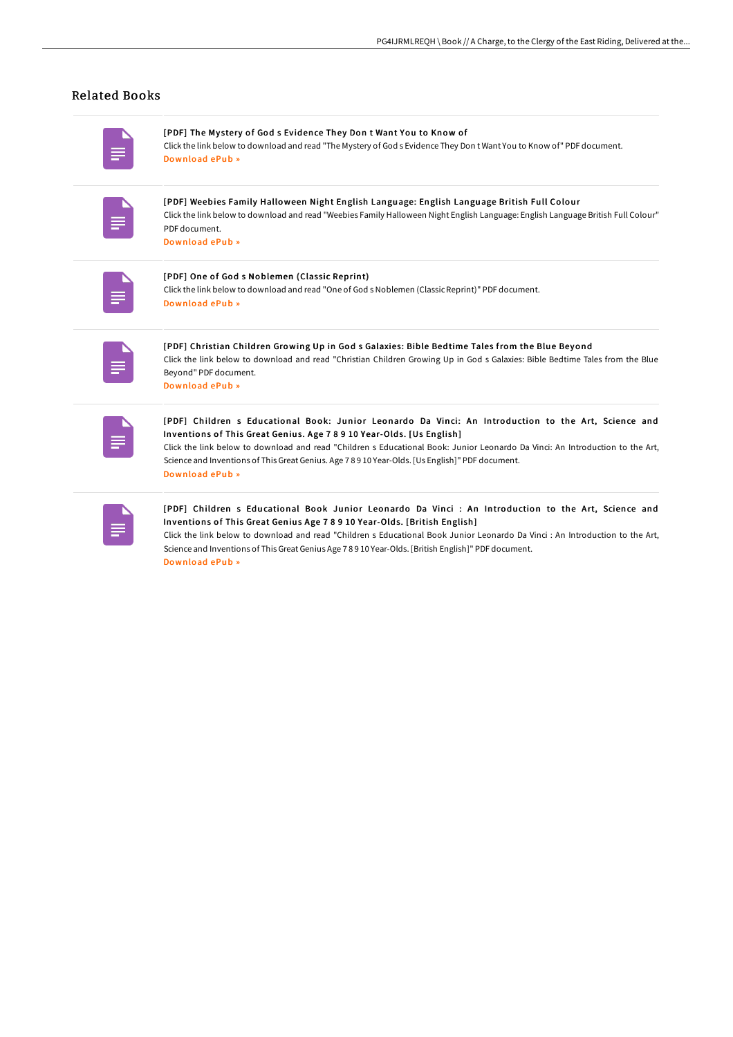## Related Books

**[PDF] The Mystery of God s Evidence They Don t Want You to Know of**
Click the link below to download and read "The Mystery of God s Evidence They Don t Want You to Know of" PDF document.
Download ePub »

**[PDF] Weebies Family Halloween Night English Language: English Language British Full Colour**
Click the link below to download and read "Weebies Family Halloween Night English Language: English Language British Full Colour" PDF document.
Download ePub »

**[PDF] One of God s Noblemen (Classic Reprint)**
Click the link below to download and read "One of God s Noblemen (Classic Reprint)" PDF document.
Download ePub »

**[PDF] Christian Children Growing Up in God s Galaxies: Bible Bedtime Tales from the Blue Beyond**
Click the link below to download and read "Christian Children Growing Up in God s Galaxies: Bible Bedtime Tales from the Blue Beyond" PDF document.
Download ePub »

**[PDF] Children s Educational Book: Junior Leonardo Da Vinci: An Introduction to the Art, Science and Inventions of This Great Genius. Age 7 8 9 10 Year-Olds. [Us English]**
Click the link below to download and read "Children s Educational Book: Junior Leonardo Da Vinci: An Introduction to the Art, Science and Inventions of This Great Genius. Age 7 8 9 10 Year-Olds. [Us English]" PDF document.
Download ePub »

**[PDF] Children s Educational Book Junior Leonardo Da Vinci : An Introduction to the Art, Science and Inventions of This Great Genius Age 7 8 9 10 Year-Olds. [British English]**
Click the link below to download and read "Children s Educational Book Junior Leonardo Da Vinci : An Introduction to the Art, Science and Inventions of This Great Genius Age 7 8 9 10 Year-Olds. [British English]" PDF document.
Download ePub »